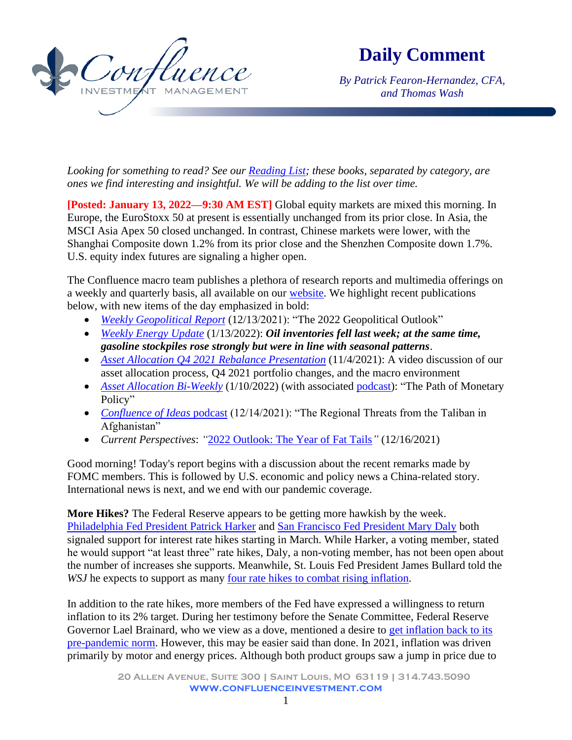# Daily Comment

*By Patrick Fearon-Hernandez, CFA, and Thomas Wash*

*Looking for something to read? See our Reading List; these books, separated by category, are ones we find interesting and insightful. We will be adding to the list over time.*

**[Posted: January 13, 2022—9:30 AM EST]** Global equity markets are mixed this morning. In Europe, the EuroStoxx 50 at present is essentially unchanged from its prior close. In Asia, the MSCI Asia Apex 50 closed unchanged. In contrast, Chinese markets were lower, with the Shanghai Composite down 1.2% from its prior close and the Shenzhen Composite down 1.7%. U.S. equity index futures are signaling a higher open.

The Confluence macro team publishes a plethora of research reports and multimedia offerings on a weekly and quarterly basis, all available on our website. We highlight recent publications below, with new items of the day emphasized in bold:

- *Weekly Geopolitical Report* (12/13/2021): "The 2022 Geopolitical Outlook"
- *Weekly Energy Update* (1/13/2022): ***Oil inventories fell last week; at the same time, gasoline stockpiles rose strongly but were in line with seasonal patterns***.
- *Asset Allocation Q4 2021 Rebalance Presentation* (11/4/2021): A video discussion of our asset allocation process, Q4 2021 portfolio changes, and the macro environment
- *Asset Allocation Bi-Weekly* (1/10/2022) (with associated podcast): "The Path of Monetary Policy"
- *Confluence of Ideas* podcast (12/14/2021): "The Regional Threats from the Taliban in Afghanistan"
- *Current Perspectives*: *"*2022 Outlook: The Year of Fat Tails*"* (12/16/2021)

Good morning! Today's report begins with a discussion about the recent remarks made by FOMC members. This is followed by U.S. economic and policy news a China-related story. International news is next, and we end with our pandemic coverage.

**More Hikes?** The Federal Reserve appears to be getting more hawkish by the week. Philadelphia Fed President Patrick Harker and San Francisco Fed President Mary Daly both signaled support for interest rate hikes starting in March. While Harker, a voting member, stated he would support "at least three" rate hikes, Daly, a non-voting member, has not been open about the number of increases she supports. Meanwhile, St. Louis Fed President James Bullard told the *WSJ* he expects to support as many four rate hikes to combat rising inflation.

In addition to the rate hikes, more members of the Fed have expressed a willingness to return inflation to its 2% target. During her testimony before the Senate Committee, Federal Reserve Governor Lael Brainard, who we view as a dove, mentioned a desire to get inflation back to its pre-pandemic norm. However, this may be easier said than done. In 2021, inflation was driven primarily by motor and energy prices. Although both product groups saw a jump in price due to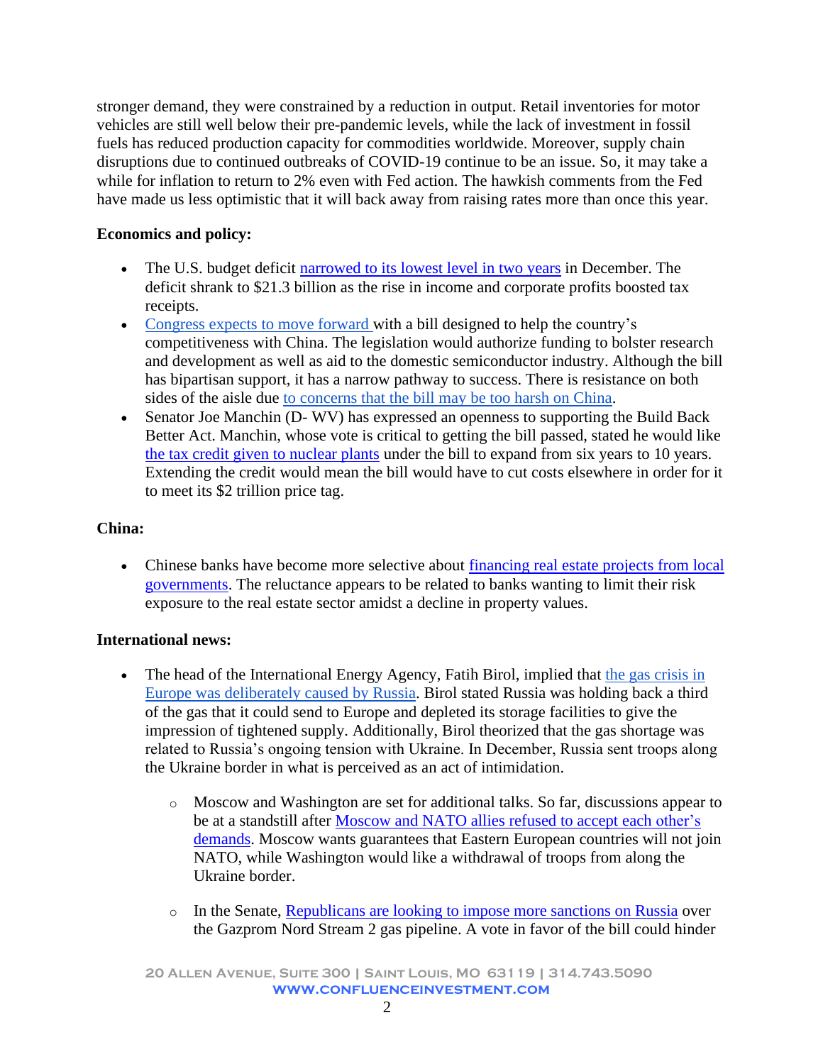stronger demand, they were constrained by a reduction in output. Retail inventories for motor vehicles are still well below their pre-pandemic levels, while the lack of investment in fossil fuels has reduced production capacity for commodities worldwide. Moreover, supply chain disruptions due to continued outbreaks of COVID-19 continue to be an issue. So, it may take a while for inflation to return to 2% even with Fed action. The hawkish comments from the Fed have made us less optimistic that it will back away from raising rates more than once this year.

**Economics and policy:**

- The U.S. budget deficit narrowed to its lowest level in two years in December. The deficit shrank to $21.3 billion as the rise in income and corporate profits boosted tax receipts.
- Congress expects to move forward with a bill designed to help the country's competitiveness with China. The legislation would authorize funding to bolster research and development as well as aid to the domestic semiconductor industry. Although the bill has bipartisan support, it has a narrow pathway to success. There is resistance on both sides of the aisle due to concerns that the bill may be too harsh on China.
- Senator Joe Manchin (D- WV) has expressed an openness to supporting the Build Back Better Act. Manchin, whose vote is critical to getting the bill passed, stated he would like the tax credit given to nuclear plants under the bill to expand from six years to 10 years. Extending the credit would mean the bill would have to cut costs elsewhere in order for it to meet its $2 trillion price tag.

**China:**

- Chinese banks have become more selective about financing real estate projects from local governments. The reluctance appears to be related to banks wanting to limit their risk exposure to the real estate sector amidst a decline in property values.

**International news:**

- The head of the International Energy Agency, Fatih Birol, implied that the gas crisis in Europe was deliberately caused by Russia. Birol stated Russia was holding back a third of the gas that it could send to Europe and depleted its storage facilities to give the impression of tightened supply. Additionally, Birol theorized that the gas shortage was related to Russia's ongoing tension with Ukraine. In December, Russia sent troops along the Ukraine border in what is perceived as an act of intimidation.
    - Moscow and Washington are set for additional talks. So far, discussions appear to be at a standstill after Moscow and NATO allies refused to accept each other's demands. Moscow wants guarantees that Eastern European countries will not join NATO, while Washington would like a withdrawal of troops from along the Ukraine border.
    - In the Senate, Republicans are looking to impose more sanctions on Russia over the Gazprom Nord Stream 2 gas pipeline. A vote in favor of the bill could hinder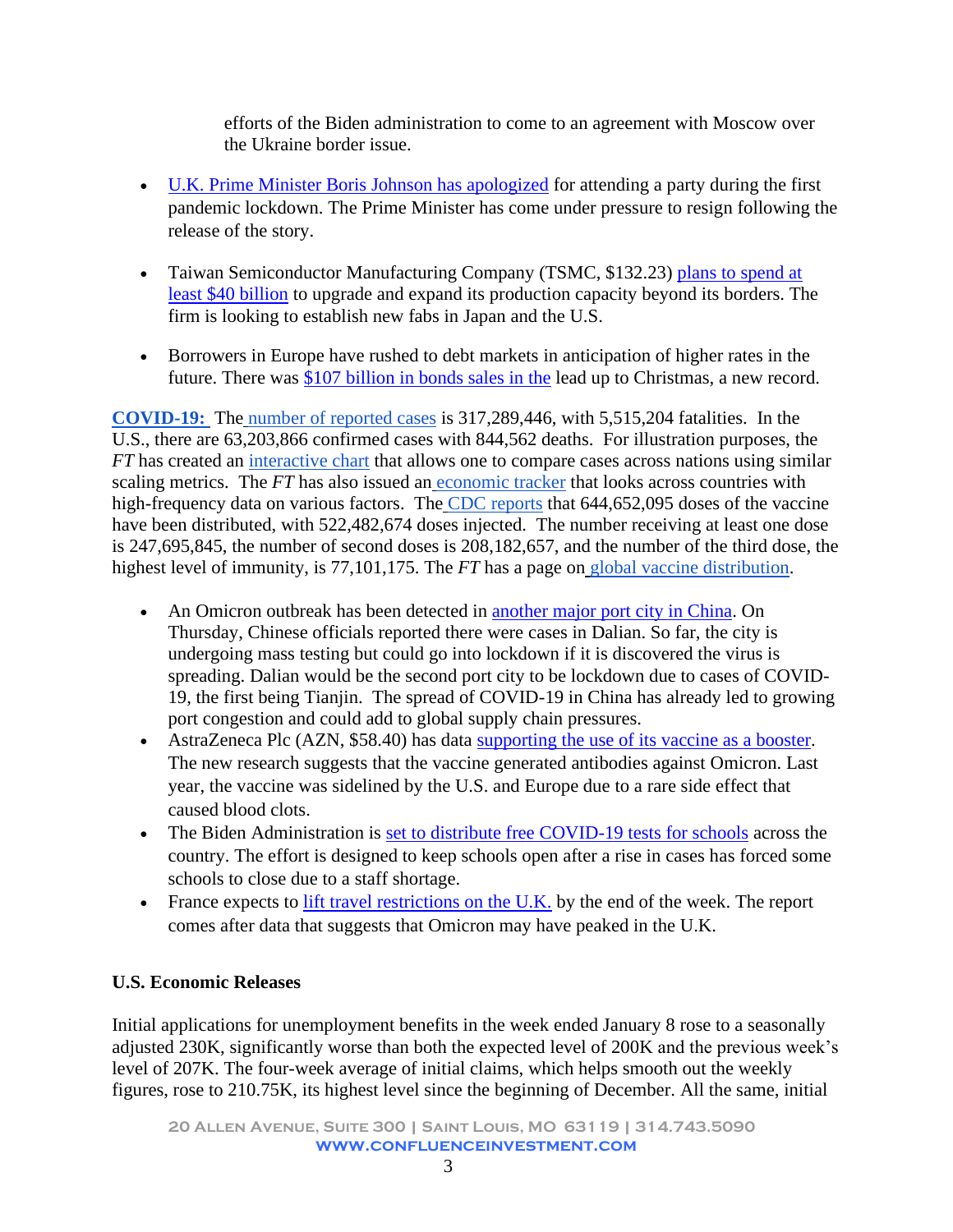efforts of the Biden administration to come to an agreement with Moscow over the Ukraine border issue.

- U.K. Prime Minister Boris Johnson has apologized for attending a party during the first pandemic lockdown. The Prime Minister has come under pressure to resign following the release of the story.

- Taiwan Semiconductor Manufacturing Company (TSMC, $132.23) plans to spend at least $40 billion to upgrade and expand its production capacity beyond its borders. The firm is looking to establish new fabs in Japan and the U.S.

- Borrowers in Europe have rushed to debt markets in anticipation of higher rates in the future. There was $107 billion in bonds sales in the lead up to Christmas, a new record.

**COVID-19:** The number of reported cases is 317,289,446, with 5,515,204 fatalities. In the U.S., there are 63,203,866 confirmed cases with 844,562 deaths. For illustration purposes, the *FT* has created an interactive chart that allows one to compare cases across nations using similar scaling metrics. The *FT* has also issued an economic tracker that looks across countries with high-frequency data on various factors. The CDC reports that 644,652,095 doses of the vaccine have been distributed, with 522,482,674 doses injected. The number receiving at least one dose is 247,695,845, the number of second doses is 208,182,657, and the number of the third dose, the highest level of immunity, is 77,101,175. The *FT* has a page on global vaccine distribution.

- An Omicron outbreak has been detected in another major port city in China. On Thursday, Chinese officials reported there were cases in Dalian. So far, the city is undergoing mass testing but could go into lockdown if it is discovered the virus is spreading. Dalian would be the second port city to be lockdown due to cases of COVID-19, the first being Tianjin. The spread of COVID-19 in China has already led to growing port congestion and could add to global supply chain pressures.
- AstraZeneca Plc (AZN, $58.40) has data supporting the use of its vaccine as a booster. The new research suggests that the vaccine generated antibodies against Omicron. Last year, the vaccine was sidelined by the U.S. and Europe due to a rare side effect that caused blood clots.
- The Biden Administration is set to distribute free COVID-19 tests for schools across the country. The effort is designed to keep schools open after a rise in cases has forced some schools to close due to a staff shortage.
- France expects to lift travel restrictions on the U.K. by the end of the week. The report comes after data that suggests that Omicron may have peaked in the U.K.

**U.S. Economic Releases**

Initial applications for unemployment benefits in the week ended January 8 rose to a seasonally adjusted 230K, significantly worse than both the expected level of 200K and the previous week's level of 207K. The four-week average of initial claims, which helps smooth out the weekly figures, rose to 210.75K, its highest level since the beginning of December. All the same, initial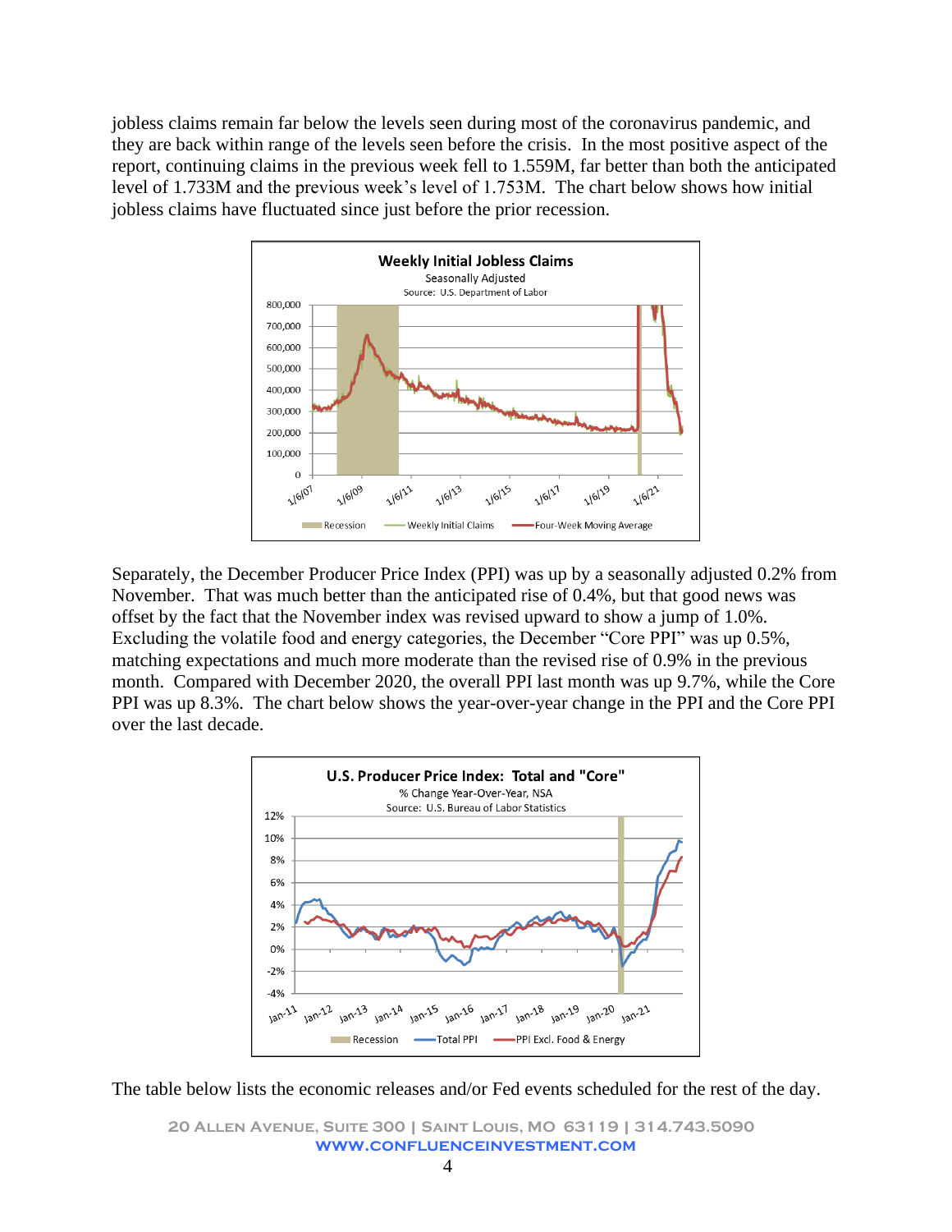jobless claims remain far below the levels seen during most of the coronavirus pandemic, and they are back within range of the levels seen before the crisis. In the most positive aspect of the report, continuing claims in the previous week fell to 1.559M, far better than both the anticipated level of 1.733M and the previous week's level of 1.753M. The chart below shows how initial jobless claims have fluctuated since just before the prior recession.

Separately, the December Producer Price Index (PPI) was up by a seasonally adjusted 0.2% from November. That was much better than the anticipated rise of 0.4%, but that good news was offset by the fact that the November index was revised upward to show a jump of 1.0%. Excluding the volatile food and energy categories, the December "Core PPI" was up 0.5%, matching expectations and much more moderate than the revised rise of 0.9% in the previous month. Compared with December 2020, the overall PPI last month was up 9.7%, while the Core PPI was up 8.3%. The chart below shows the year-over-year change in the PPI and the Core PPI over the last decade.

The table below lists the economic releases and/or Fed events scheduled for the rest of the day.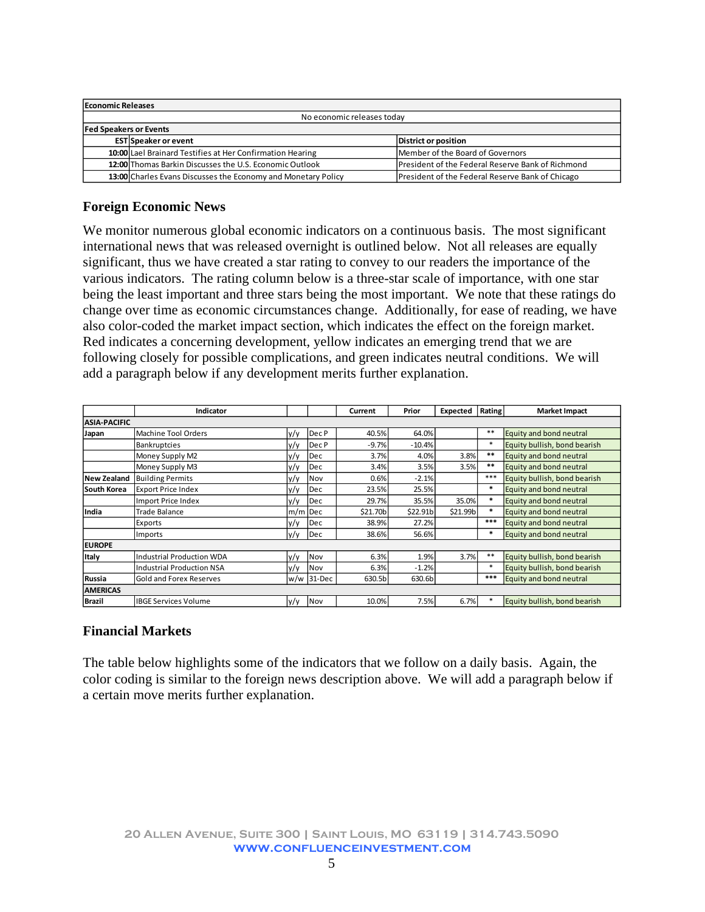| Economic Releases | | |
|---|---|---|
| No economic releases today | | |
| **Fed Speakers or Events** | | |
| **EST** | **Speaker or event** | **District or position** |
| **10:00** | Lael Brainard Testifies at Her Confirmation Hearing | Member of the Board of Governors |
| **12:00** | Thomas Barkin Discusses the U.S. Economic Outlook | President of the Federal Reserve Bank of Richmond |
| **13:00** | Charles Evans Discusses the Economy and Monetary Policy | President of the Federal Reserve Bank of Chicago |

## Foreign Economic News

We monitor numerous global economic indicators on a continuous basis. The most significant international news that was released overnight is outlined below. Not all releases are equally significant, thus we have created a star rating to convey to our readers the importance of the various indicators. The rating column below is a three-star scale of importance, with one star being the least important and three stars being the most important. We note that these ratings do change over time as economic circumstances change. Additionally, for ease of reading, we have also color-coded the market impact section, which indicates the effect on the foreign market. Red indicates a concerning development, yellow indicates an emerging trend that we are following closely for possible complications, and green indicates neutral conditions. We will add a paragraph below if any development merits further explanation.

| | Indicator | | | Current | Prior | Expected | Rating | Market Impact |
|---|---|---|---|---|---|---|---|---|
| **ASIA-PACIFIC** | | | | | | | | |
| **Japan** | Machine Tool Orders | y/y | Dec P | 40.5% | 64.0% | | ** | Equity and bond neutral |
| | Bankruptcies | y/y | Dec P | -9.7% | -10.4% | | * | Equity bullish, bond bearish |
| | Money Supply M2 | y/y | Dec | 3.7% | 4.0% | 3.8% | ** | Equity and bond neutral |
| | Money Supply M3 | y/y | Dec | 3.4% | 3.5% | 3.5% | ** | Equity and bond neutral |
| **New Zealand** | Building Permits | y/y | Nov | 0.6% | -2.1% | | *** | Equity bullish, bond bearish |
| **South Korea** | Export Price Index | y/y | Dec | 23.5% | 25.5% | | * | Equity and bond neutral |
| | Import Price Index | y/y | Dec | 29.7% | 35.5% | 35.0% | * | Equity and bond neutral |
| **India** | Trade Balance | m/m | Dec | $21.70b | $22.91b | $21.99b | * | Equity and bond neutral |
| | Exports | y/y | Dec | 38.9% | 27.2% | | *** | Equity and bond neutral |
| | Imports | y/y | Dec | 38.6% | 56.6% | | * | Equity and bond neutral |
| **EUROPE** | | | | | | | | |
| **Italy** | Industrial Production WDA | y/y | Nov | 6.3% | 1.9% | 3.7% | ** | Equity bullish, bond bearish |
| | Industrial Production NSA | y/y | Nov | 6.3% | -1.2% | | * | Equity bullish, bond bearish |
| **Russia** | Gold and Forex Reserves | w/w | 31-Dec | 630.5b | 630.6b | | *** | Equity and bond neutral |
| **AMERICAS** | | | | | | | | |
| **Brazil** | IBGE Services Volume | y/y | Nov | 10.0% | 7.5% | 6.7% | * | Equity bullish, bond bearish |

## Financial Markets

The table below highlights some of the indicators that we follow on a daily basis. Again, the color coding is similar to the foreign news description above. We will add a paragraph below if a certain move merits further explanation.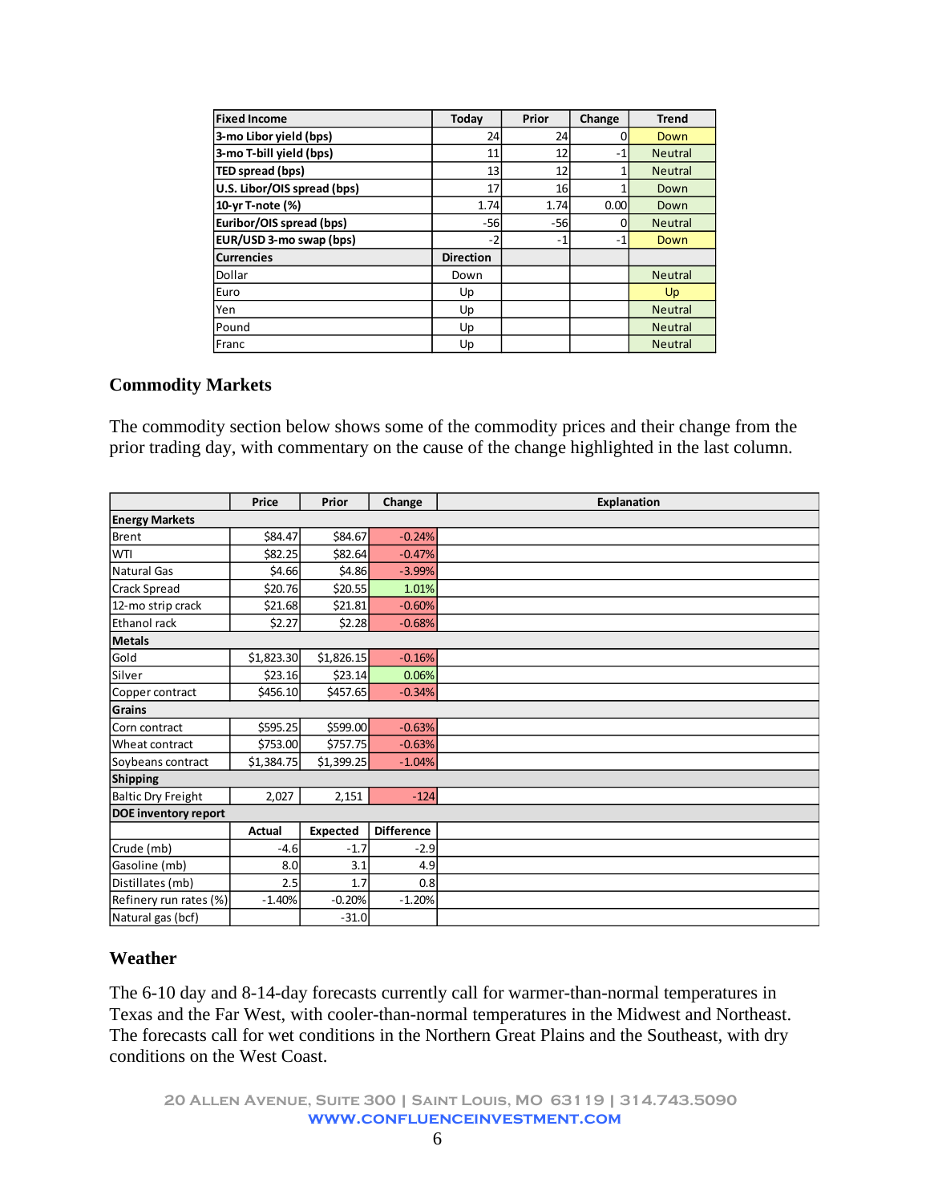| Fixed Income | Today | Prior | Change | Trend |
|---|---|---|---|---|
| 3-mo Libor yield (bps) | 24 | 24 | 0 | Down |
| 3-mo T-bill yield (bps) | 11 | 12 | -1 | Neutral |
| TED spread (bps) | 13 | 12 | 1 | Neutral |
| U.S. Libor/OIS spread (bps) | 17 | 16 | 1 | Down |
| 10-yr T-note (%) | 1.74 | 1.74 | 0.00 | Down |
| Euribor/OIS spread (bps) | -56 | -56 | 0 | Neutral |
| EUR/USD 3-mo swap (bps) | -2 | -1 | -1 | Down |
| **Currencies** | **Direction** | | | |
| Dollar | Down | | | Neutral |
| Euro | Up | | | Up |
| Yen | Up | | | Neutral |
| Pound | Up | | | Neutral |
| Franc | Up | | | Neutral |

## Commodity Markets

The commodity section below shows some of the commodity prices and their change from the prior trading day, with commentary on the cause of the change highlighted in the last column.

| | Price | Prior | Change | Explanation |
|---|---|---|---|---|
| **Energy Markets** | | | | |
| Brent | $84.47 | $84.67 | -0.24% | |
| WTI | $82.25 | $82.64 | -0.47% | |
| Natural Gas | $4.66 | $4.86 | -3.99% | |
| Crack Spread | $20.76 | $20.55 | 1.01% | |
| 12-mo strip crack | $21.68 | $21.81 | -0.60% | |
| Ethanol rack | $2.27 | $2.28 | -0.68% | |
| **Metals** | | | | |
| Gold | $1,823.30 | $1,826.15 | -0.16% | |
| Silver | $23.16 | $23.14 | 0.06% | |
| Copper contract | $456.10 | $457.65 | -0.34% | |
| **Grains** | | | | |
| Corn contract | $595.25 | $599.00 | -0.63% | |
| Wheat contract | $753.00 | $757.75 | -0.63% | |
| Soybeans contract | $1,384.75 | $1,399.25 | -1.04% | |
| **Shipping** | | | | |
| Baltic Dry Freight | 2,027 | 2,151 | -124 | |
| **DOE inventory report** | | | | |
| | **Actual** | **Expected** | **Difference** | |
| Crude (mb) | -4.6 | -1.7 | -2.9 | |
| Gasoline (mb) | 8.0 | 3.1 | 4.9 | |
| Distillates (mb) | 2.5 | 1.7 | 0.8 | |
| Refinery run rates (%) | -1.40% | -0.20% | -1.20% | |
| Natural gas (bcf) | | -31.0 | | |

## Weather

The 6-10 day and 8-14-day forecasts currently call for warmer-than-normal temperatures in Texas and the Far West, with cooler-than-normal temperatures in the Midwest and Northeast. The forecasts call for wet conditions in the Northern Great Plains and the Southeast, with dry conditions on the West Coast.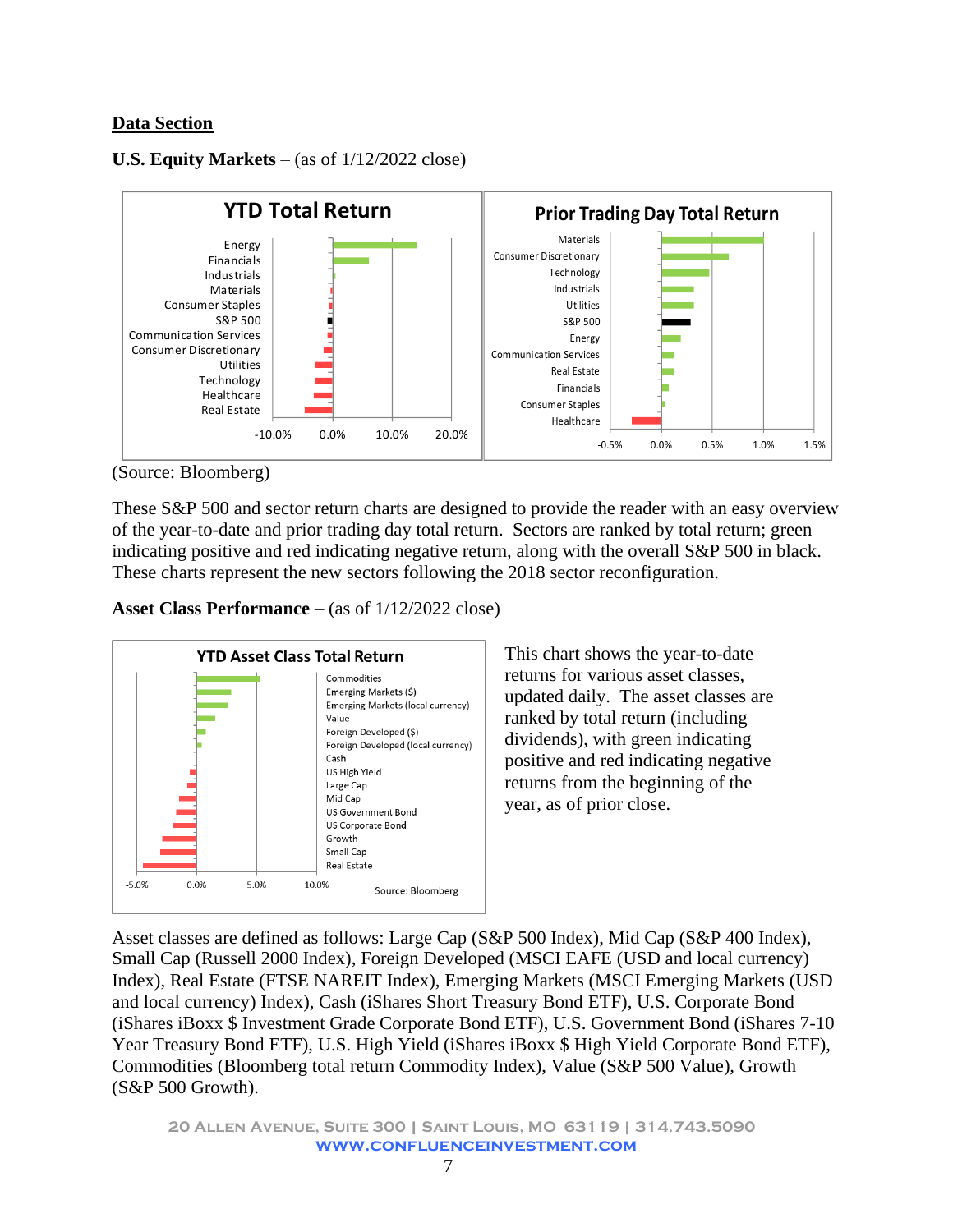## Data Section

**U.S. Equity Markets** – (as of 1/12/2022 close)

**YTD Total Return**

Energy
Financials
Industrials
Materials
Consumer Staples
S&P 500
Communication Services
Consumer Discretionary
Utilities
Technology
Healthcare
Real Estate

-10.0% 0.0% 10.0% 20.0%

**Prior Trading Day Total Return**

Materials
Consumer Discretionary
Technology
Industrials
Utilities
S&P 500
Energy
Communication Services
Real Estate
Financials
Consumer Staples
Healthcare

-0.5% 0.0% 0.5% 1.0% 1.5%

(Source: Bloomberg)

These S&P 500 and sector return charts are designed to provide the reader with an easy overview of the year-to-date and prior trading day total return. Sectors are ranked by total return; green indicating positive and red indicating negative return, along with the overall S&P 500 in black. These charts represent the new sectors following the 2018 sector reconfiguration.

**Asset Class Performance** – (as of 1/12/2022 close)

**YTD Asset Class Total Return**

Commodities
Emerging Markets ($)
Emerging Markets (local currency)
Value
Foreign Developed ($)
Foreign Developed (local currency)
Cash
US High Yield
Large Cap
Mid Cap
US Government Bond
US Corporate Bond
Growth
Small Cap
Real Estate

-5.0% 0.0% 5.0% 10.0%

Source: Bloomberg

This chart shows the year-to-date returns for various asset classes, updated daily. The asset classes are ranked by total return (including dividends), with green indicating positive and red indicating negative returns from the beginning of the year, as of prior close.

Asset classes are defined as follows: Large Cap (S&P 500 Index), Mid Cap (S&P 400 Index), Small Cap (Russell 2000 Index), Foreign Developed (MSCI EAFE (USD and local currency) Index), Real Estate (FTSE NAREIT Index), Emerging Markets (MSCI Emerging Markets (USD and local currency) Index), Cash (iShares Short Treasury Bond ETF), U.S. Corporate Bond (iShares iBoxx $ Investment Grade Corporate Bond ETF), U.S. Government Bond (iShares 7-10 Year Treasury Bond ETF), U.S. High Yield (iShares iBoxx $ High Yield Corporate Bond ETF), Commodities (Bloomberg total return Commodity Index), Value (S&P 500 Value), Growth (S&P 500 Growth).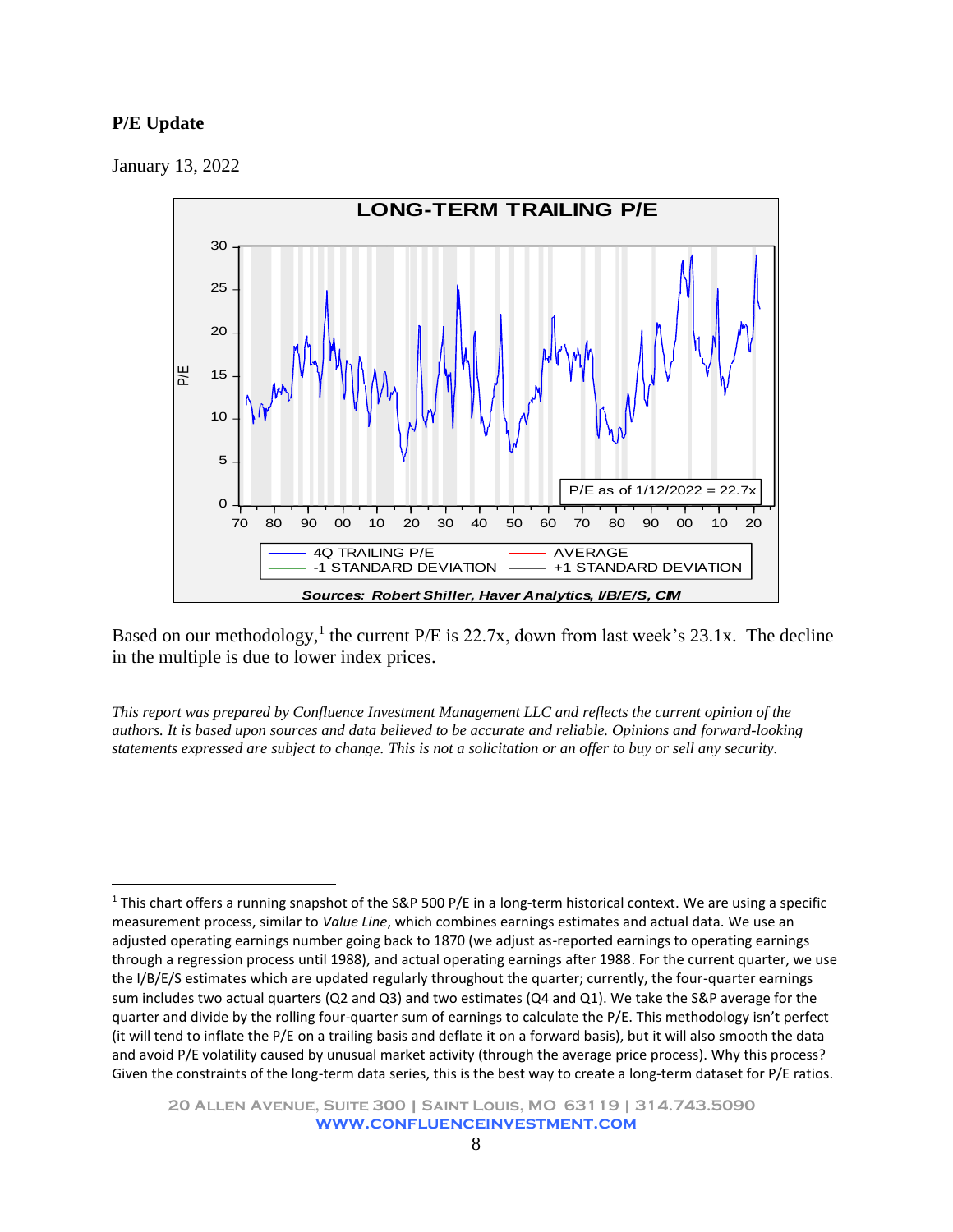**P/E Update**

January 13, 2022

LONG-TERM TRAILING P/E

P/E

30
25
20
15
10
5
0

70 80 90 00 10 20 30 40 50 60 70 80 90 00 10 20

P/E as of 1/12/2022 = 22.7x

4Q TRAILING P/E
AVERAGE
-1 STANDARD DEVIATION
+1 STANDARD DEVIATION

*Sources: Robert Shiller, Haver Analytics, I/B/E/S, CIM*

Based on our methodology,[1] the current P/E is 22.7x, down from last week's 23.1x. The decline in the multiple is due to lower index prices.

*This report was prepared by Confluence Investment Management LLC and reflects the current opinion of the authors. It is based upon sources and data believed to be accurate and reliable. Opinions and forward-looking statements expressed are subject to change. This is not a solicitation or an offer to buy or sell any security.*

---

[1] This chart offers a running snapshot of the S&P 500 P/E in a long-term historical context. We are using a specific measurement process, similar to *Value Line*, which combines earnings estimates and actual data. We use an adjusted operating earnings number going back to 1870 (we adjust as-reported earnings to operating earnings through a regression process until 1988), and actual operating earnings after 1988. For the current quarter, we use the I/B/E/S estimates which are updated regularly throughout the quarter; currently, the four-quarter earnings sum includes two actual quarters (Q2 and Q3) and two estimates (Q4 and Q1). We take the S&P average for the quarter and divide by the rolling four-quarter sum of earnings to calculate the P/E. This methodology isn't perfect (it will tend to inflate the P/E on a trailing basis and deflate it on a forward basis), but it will also smooth the data and avoid P/E volatility caused by unusual market activity (through the average price process). Why this process? Given the constraints of the long-term data series, this is the best way to create a long-term dataset for P/E ratios.

20 Allen Avenue, Suite 300 | Saint Louis, MO 63119 | 314.743.5090
www.confluenceinvestment.com